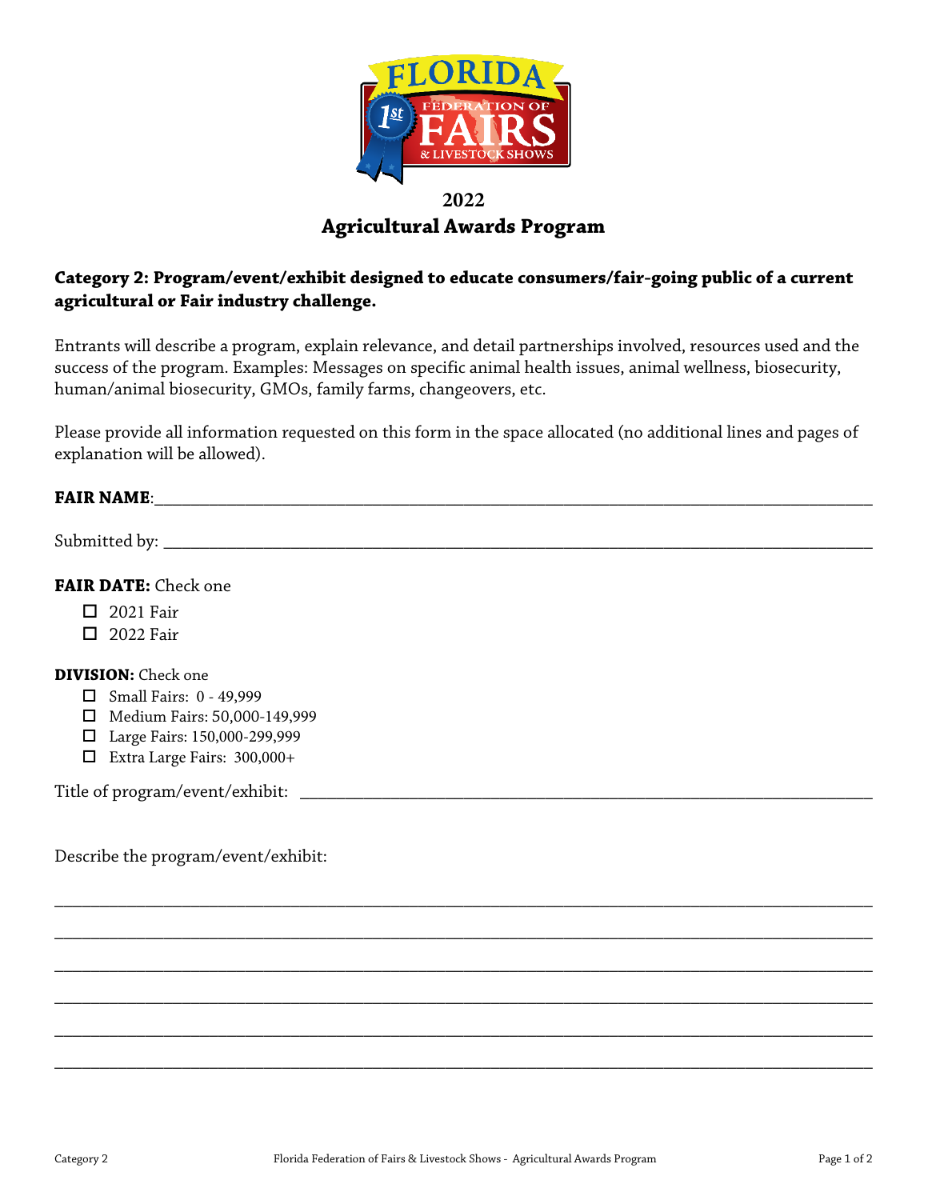# 2022
# Agricultural Awards Program

**Category 2: Program/event/exhibit designed to educate consumers/fair-going public of a current agricultural or Fair industry challenge.**

Entrants will describe a program, explain relevance, and detail partnerships involved, resources used and the success of the program. Examples: Messages on specific animal health issues, animal wellness, biosecurity, human/animal biosecurity, GMOs, family farms, changeovers, etc.

Please provide all information requested on this form in the space allocated (no additional lines and pages of explanation will be allowed).

**FAIR NAME**:_______________________________________________________________________________

Submitted by: _______________________________________________________________________________

**FAIR DATE:** Check one

- ☐ 2021 Fair
- ☐ 2022 Fair

**DIVISION:** Check one

- ☐ Small Fairs: 0 - 49,999
- ☐ Medium Fairs: 50,000-149,999
- ☐ Large Fairs: 150,000-299,999
- ☐ Extra Large Fairs: 300,000+

Title of program/event/exhibit: ______________________________________________________________

Describe the program/event/exhibit:

_____________________________________________________________________________________________

_____________________________________________________________________________________________

_____________________________________________________________________________________________

_____________________________________________________________________________________________

_____________________________________________________________________________________________

_____________________________________________________________________________________________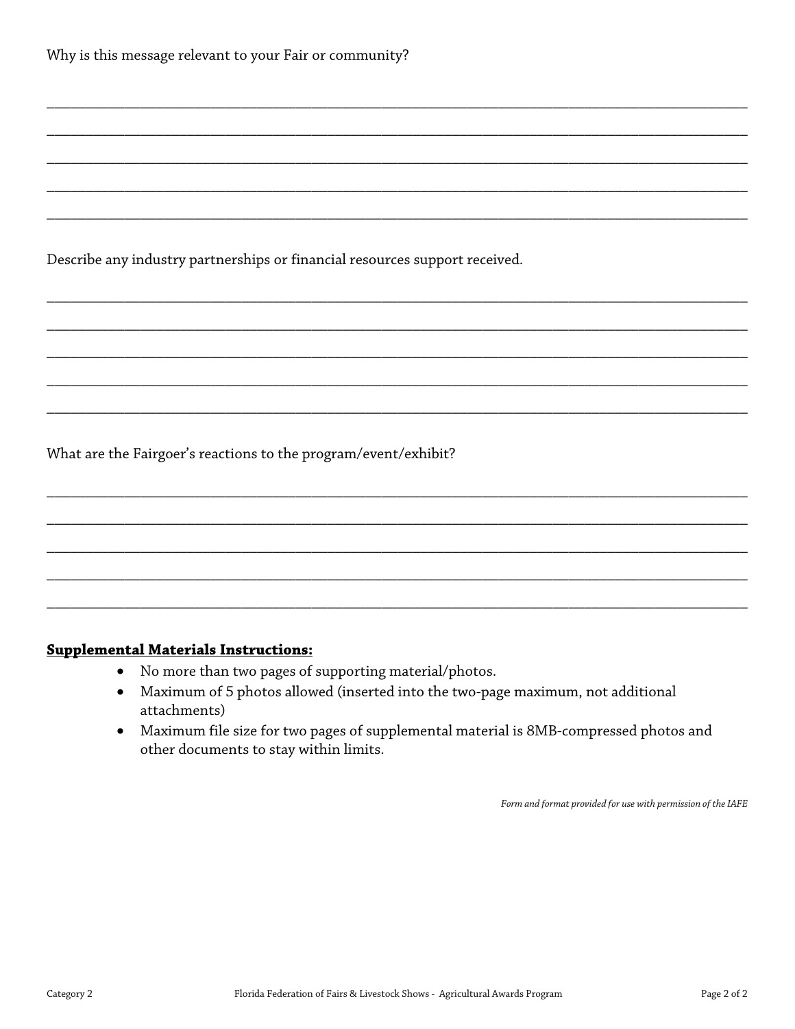Why is this message relevant to your Fair or community?

\_\_\_\_\_\_\_\_\_\_\_\_\_\_\_\_\_\_\_\_\_\_\_\_\_\_\_\_\_\_\_\_\_\_\_\_\_\_\_\_\_\_\_\_\_\_\_\_\_\_\_\_\_\_\_\_\_\_\_\_\_\_\_\_\_\_\_\_\_\_\_\_\_\_\_\_\_\_\_\_\_\_\_\_\_\_\_\_\_\_\_\_

\_\_\_\_\_\_\_\_\_\_\_\_\_\_\_\_\_\_\_\_\_\_\_\_\_\_\_\_\_\_\_\_\_\_\_\_\_\_\_\_\_\_\_\_\_\_\_\_\_\_\_\_\_\_\_\_\_\_\_\_\_\_\_\_\_\_\_\_\_\_\_\_\_\_\_\_\_\_\_\_\_\_\_\_\_\_\_\_\_\_\_\_

\_\_\_\_\_\_\_\_\_\_\_\_\_\_\_\_\_\_\_\_\_\_\_\_\_\_\_\_\_\_\_\_\_\_\_\_\_\_\_\_\_\_\_\_\_\_\_\_\_\_\_\_\_\_\_\_\_\_\_\_\_\_\_\_\_\_\_\_\_\_\_\_\_\_\_\_\_\_\_\_\_\_\_\_\_\_\_\_\_\_\_\_

\_\_\_\_\_\_\_\_\_\_\_\_\_\_\_\_\_\_\_\_\_\_\_\_\_\_\_\_\_\_\_\_\_\_\_\_\_\_\_\_\_\_\_\_\_\_\_\_\_\_\_\_\_\_\_\_\_\_\_\_\_\_\_\_\_\_\_\_\_\_\_\_\_\_\_\_\_\_\_\_\_\_\_\_\_\_\_\_\_\_\_\_

\_\_\_\_\_\_\_\_\_\_\_\_\_\_\_\_\_\_\_\_\_\_\_\_\_\_\_\_\_\_\_\_\_\_\_\_\_\_\_\_\_\_\_\_\_\_\_\_\_\_\_\_\_\_\_\_\_\_\_\_\_\_\_\_\_\_\_\_\_\_\_\_\_\_\_\_\_\_\_\_\_\_\_\_\_\_\_\_\_\_\_\_

Describe any industry partnerships or financial resources support received.

\_\_\_\_\_\_\_\_\_\_\_\_\_\_\_\_\_\_\_\_\_\_\_\_\_\_\_\_\_\_\_\_\_\_\_\_\_\_\_\_\_\_\_\_\_\_\_\_\_\_\_\_\_\_\_\_\_\_\_\_\_\_\_\_\_\_\_\_\_\_\_\_\_\_\_\_\_\_\_\_\_\_\_\_\_\_\_\_\_\_\_\_

\_\_\_\_\_\_\_\_\_\_\_\_\_\_\_\_\_\_\_\_\_\_\_\_\_\_\_\_\_\_\_\_\_\_\_\_\_\_\_\_\_\_\_\_\_\_\_\_\_\_\_\_\_\_\_\_\_\_\_\_\_\_\_\_\_\_\_\_\_\_\_\_\_\_\_\_\_\_\_\_\_\_\_\_\_\_\_\_\_\_\_\_

\_\_\_\_\_\_\_\_\_\_\_\_\_\_\_\_\_\_\_\_\_\_\_\_\_\_\_\_\_\_\_\_\_\_\_\_\_\_\_\_\_\_\_\_\_\_\_\_\_\_\_\_\_\_\_\_\_\_\_\_\_\_\_\_\_\_\_\_\_\_\_\_\_\_\_\_\_\_\_\_\_\_\_\_\_\_\_\_\_\_\_\_

\_\_\_\_\_\_\_\_\_\_\_\_\_\_\_\_\_\_\_\_\_\_\_\_\_\_\_\_\_\_\_\_\_\_\_\_\_\_\_\_\_\_\_\_\_\_\_\_\_\_\_\_\_\_\_\_\_\_\_\_\_\_\_\_\_\_\_\_\_\_\_\_\_\_\_\_\_\_\_\_\_\_\_\_\_\_\_\_\_\_\_\_

\_\_\_\_\_\_\_\_\_\_\_\_\_\_\_\_\_\_\_\_\_\_\_\_\_\_\_\_\_\_\_\_\_\_\_\_\_\_\_\_\_\_\_\_\_\_\_\_\_\_\_\_\_\_\_\_\_\_\_\_\_\_\_\_\_\_\_\_\_\_\_\_\_\_\_\_\_\_\_\_\_\_\_\_\_\_\_\_\_\_\_\_

What are the Fairgoer's reactions to the program/event/exhibit?

\_\_\_\_\_\_\_\_\_\_\_\_\_\_\_\_\_\_\_\_\_\_\_\_\_\_\_\_\_\_\_\_\_\_\_\_\_\_\_\_\_\_\_\_\_\_\_\_\_\_\_\_\_\_\_\_\_\_\_\_\_\_\_\_\_\_\_\_\_\_\_\_\_\_\_\_\_\_\_\_\_\_\_\_\_\_\_\_\_\_\_\_

\_\_\_\_\_\_\_\_\_\_\_\_\_\_\_\_\_\_\_\_\_\_\_\_\_\_\_\_\_\_\_\_\_\_\_\_\_\_\_\_\_\_\_\_\_\_\_\_\_\_\_\_\_\_\_\_\_\_\_\_\_\_\_\_\_\_\_\_\_\_\_\_\_\_\_\_\_\_\_\_\_\_\_\_\_\_\_\_\_\_\_\_

\_\_\_\_\_\_\_\_\_\_\_\_\_\_\_\_\_\_\_\_\_\_\_\_\_\_\_\_\_\_\_\_\_\_\_\_\_\_\_\_\_\_\_\_\_\_\_\_\_\_\_\_\_\_\_\_\_\_\_\_\_\_\_\_\_\_\_\_\_\_\_\_\_\_\_\_\_\_\_\_\_\_\_\_\_\_\_\_\_\_\_\_

\_\_\_\_\_\_\_\_\_\_\_\_\_\_\_\_\_\_\_\_\_\_\_\_\_\_\_\_\_\_\_\_\_\_\_\_\_\_\_\_\_\_\_\_\_\_\_\_\_\_\_\_\_\_\_\_\_\_\_\_\_\_\_\_\_\_\_\_\_\_\_\_\_\_\_\_\_\_\_\_\_\_\_\_\_\_\_\_\_\_\_\_

\_\_\_\_\_\_\_\_\_\_\_\_\_\_\_\_\_\_\_\_\_\_\_\_\_\_\_\_\_\_\_\_\_\_\_\_\_\_\_\_\_\_\_\_\_\_\_\_\_\_\_\_\_\_\_\_\_\_\_\_\_\_\_\_\_\_\_\_\_\_\_\_\_\_\_\_\_\_\_\_\_\_\_\_\_\_\_\_\_\_\_\_

**Supplemental Materials Instructions:**

- No more than two pages of supporting material/photos.
- Maximum of 5 photos allowed (inserted into the two-page maximum, not additional attachments)
- Maximum file size for two pages of supplemental material is 8MB-compressed photos and other documents to stay within limits.

*Form and format provided for use with permission of the IAFE*